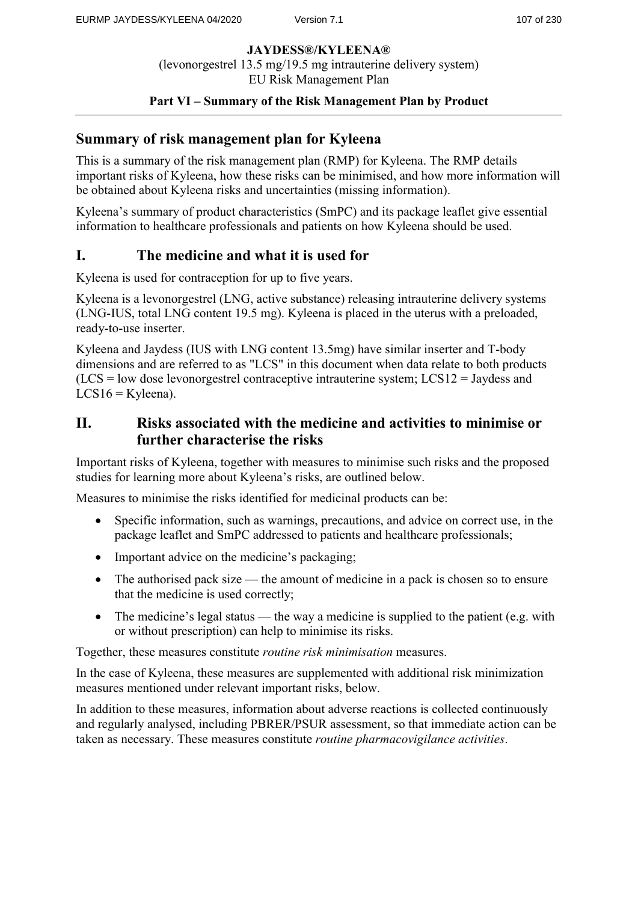**JAYDESS®/KYLEENA®**

(levonorgestrel 13.5 mg/19.5 mg intrauterine delivery system)
EU Risk Management Plan

**Part VI – Summary of the Risk Management Plan by Product**

## Summary of risk management plan for Kyleena

This is a summary of the risk management plan (RMP) for Kyleena. The RMP details important risks of Kyleena, how these risks can be minimised, and how more information will be obtained about Kyleena risks and uncertainties (missing information).

Kyleena's summary of product characteristics (SmPC) and its package leaflet give essential information to healthcare professionals and patients on how Kyleena should be used.

## I. The medicine and what it is used for

Kyleena is used for contraception for up to five years.

Kyleena is a levonorgestrel (LNG, active substance) releasing intrauterine delivery systems (LNG-IUS, total LNG content 19.5 mg). Kyleena is placed in the uterus with a preloaded, ready-to-use inserter.

Kyleena and Jaydess (IUS with LNG content 13.5mg) have similar inserter and T-body dimensions and are referred to as "LCS" in this document when data relate to both products (LCS = low dose levonorgestrel contraceptive intrauterine system; LCS12 = Jaydess and LCS16 = Kyleena).

## II. Risks associated with the medicine and activities to minimise or further characterise the risks

Important risks of Kyleena, together with measures to minimise such risks and the proposed studies for learning more about Kyleena's risks, are outlined below.

Measures to minimise the risks identified for medicinal products can be:

- Specific information, such as warnings, precautions, and advice on correct use, in the package leaflet and SmPC addressed to patients and healthcare professionals;
- Important advice on the medicine's packaging;
- The authorised pack size — the amount of medicine in a pack is chosen so to ensure that the medicine is used correctly;
- The medicine's legal status — the way a medicine is supplied to the patient (e.g. with or without prescription) can help to minimise its risks.

Together, these measures constitute *routine risk minimisation* measures.

In the case of Kyleena, these measures are supplemented with additional risk minimization measures mentioned under relevant important risks, below.

In addition to these measures, information about adverse reactions is collected continuously and regularly analysed, including PBRER/PSUR assessment, so that immediate action can be taken as necessary. These measures constitute *routine pharmacovigilance activities*.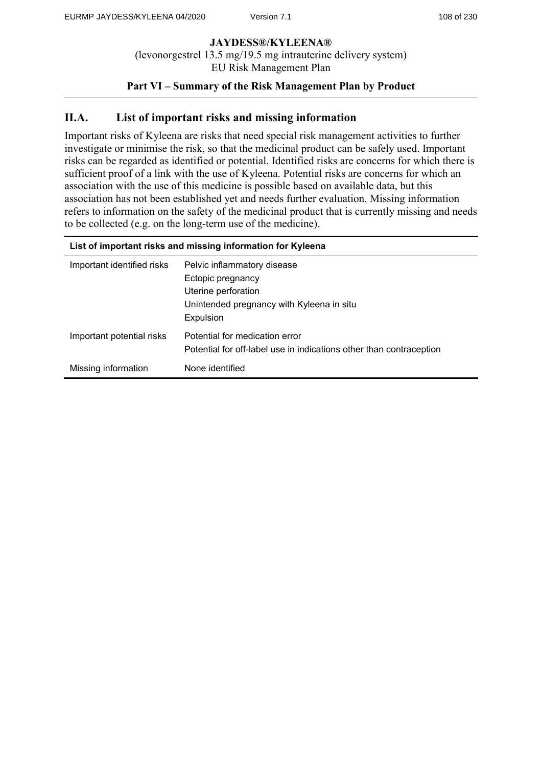**JAYDESS®/KYLEENA®**
(levonorgestrel 13.5 mg/19.5 mg intrauterine delivery system)
EU Risk Management Plan

**Part VI – Summary of the Risk Management Plan by Product**

## II.A. List of important risks and missing information

Important risks of Kyleena are risks that need special risk management activities to further investigate or minimise the risk, so that the medicinal product can be safely used. Important risks can be regarded as identified or potential. Identified risks are concerns for which there is sufficient proof of a link with the use of Kyleena. Potential risks are concerns for which an association with the use of this medicine is possible based on available data, but this association has not been established yet and needs further evaluation. Missing information refers to information on the safety of the medicinal product that is currently missing and needs to be collected (e.g. on the long-term use of the medicine).

| List of important risks and missing information for Kyleena | |
|---|---|
| Important identified risks | Pelvic inflammatory disease<br>Ectopic pregnancy<br>Uterine perforation<br>Unintended pregnancy with Kyleena in situ<br>Expulsion |
| Important potential risks | Potential for medication error<br>Potential for off-label use in indications other than contraception |
| Missing information | None identified |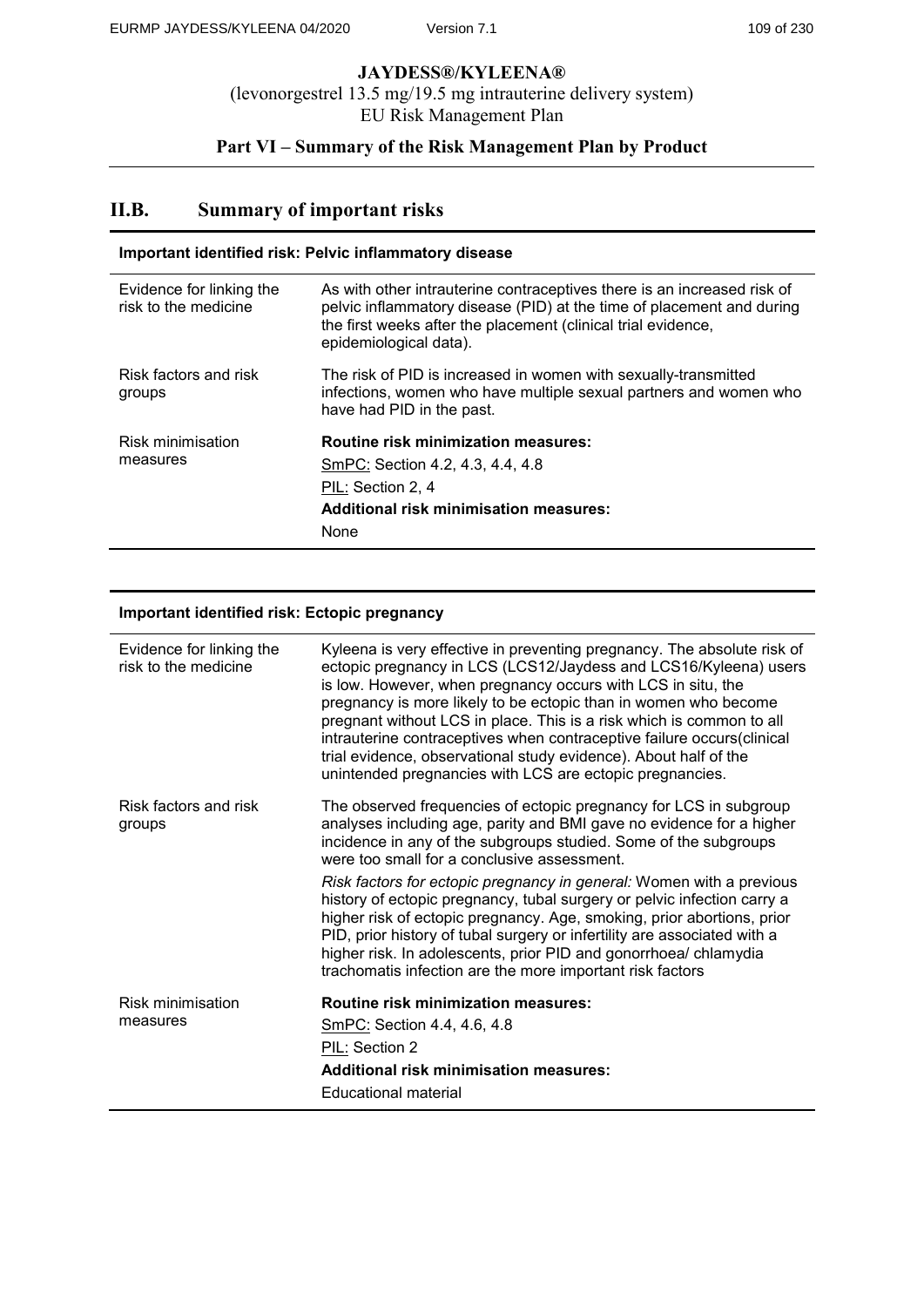# JAYDESS®/KYLEENA®

(levonorgestrel 13.5 mg/19.5 mg intrauterine delivery system)
EU Risk Management Plan

## Part VI – Summary of the Risk Management Plan by Product

## II.B. Summary of important risks

| **Important identified risk: Pelvic inflammatory disease** | |
|---|---|
| Evidence for linking the risk to the medicine | As with other intrauterine contraceptives there is an increased risk of pelvic inflammatory disease (PID) at the time of placement and during the first weeks after the placement (clinical trial evidence, epidemiological data). |
| Risk factors and risk groups | The risk of PID is increased in women with sexually-transmitted infections, women who have multiple sexual partners and women who have had PID in the past. |
| Risk minimisation measures | **Routine risk minimization measures:**<br>SmPC: Section 4.2, 4.3, 4.4, 4.8<br>PIL: Section 2, 4<br>**Additional risk minimisation measures:**<br>None |

| **Important identified risk: Ectopic pregnancy** | |
|---|---|
| Evidence for linking the risk to the medicine | Kyleena is very effective in preventing pregnancy. The absolute risk of ectopic pregnancy in LCS (LCS12/Jaydess and LCS16/Kyleena) users is low. However, when pregnancy occurs with LCS in situ, the pregnancy is more likely to be ectopic than in women who become pregnant without LCS in place. This is a risk which is common to all intrauterine contraceptives when contraceptive failure occurs(clinical trial evidence, observational study evidence). About half of the unintended pregnancies with LCS are ectopic pregnancies. |
| Risk factors and risk groups | The observed frequencies of ectopic pregnancy for LCS in subgroup analyses including age, parity and BMI gave no evidence for a higher incidence in any of the subgroups studied. Some of the subgroups were too small for a conclusive assessment.<br>*Risk factors for ectopic pregnancy in general:* Women with a previous history of ectopic pregnancy, tubal surgery or pelvic infection carry a higher risk of ectopic pregnancy. Age, smoking, prior abortions, prior PID, prior history of tubal surgery or infertility are associated with a higher risk. In adolescents, prior PID and gonorrhoea/ chlamydia trachomatis infection are the more important risk factors |
| Risk minimisation measures | **Routine risk minimization measures:**<br>SmPC: Section 4.4, 4.6, 4.8<br>PIL: Section 2<br>**Additional risk minimisation measures:**<br>Educational material |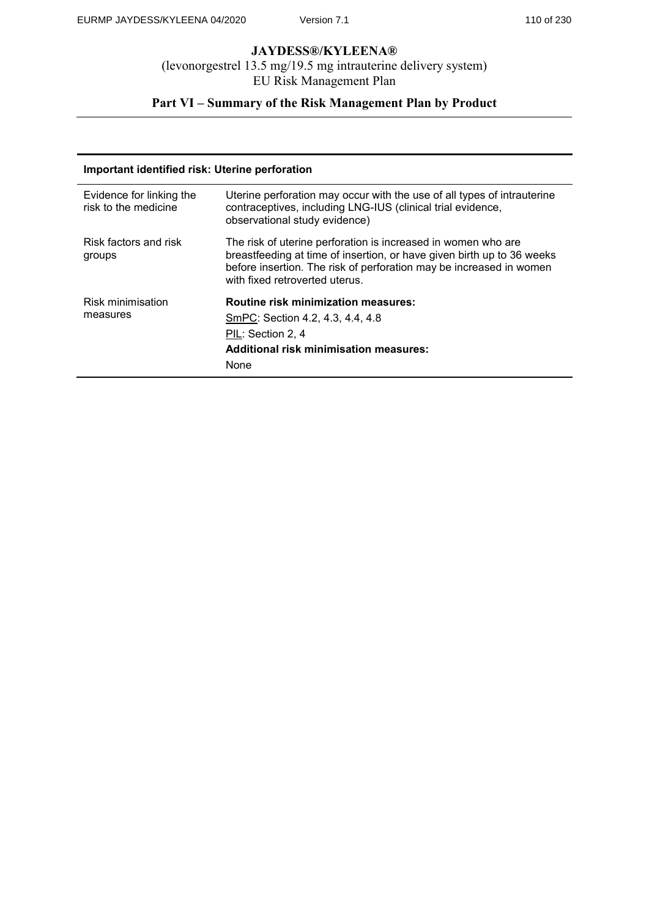| Important identified risk: Uterine perforation | |
|---|---|
| Evidence for linking the risk to the medicine | Uterine perforation may occur with the use of all types of intrauterine contraceptives, including LNG-IUS (clinical trial evidence, observational study evidence) |
| Risk factors and risk groups | The risk of uterine perforation is increased in women who are breastfeeding at time of insertion, or have given birth up to 36 weeks before insertion. The risk of perforation may be increased in women with fixed retroverted uterus. |
| Risk minimisation measures | **Routine risk minimization measures:**<br>SmPC: Section 4.2, 4.3, 4.4, 4.8<br>PIL: Section 2, 4<br>**Additional risk minimisation measures:**<br>None |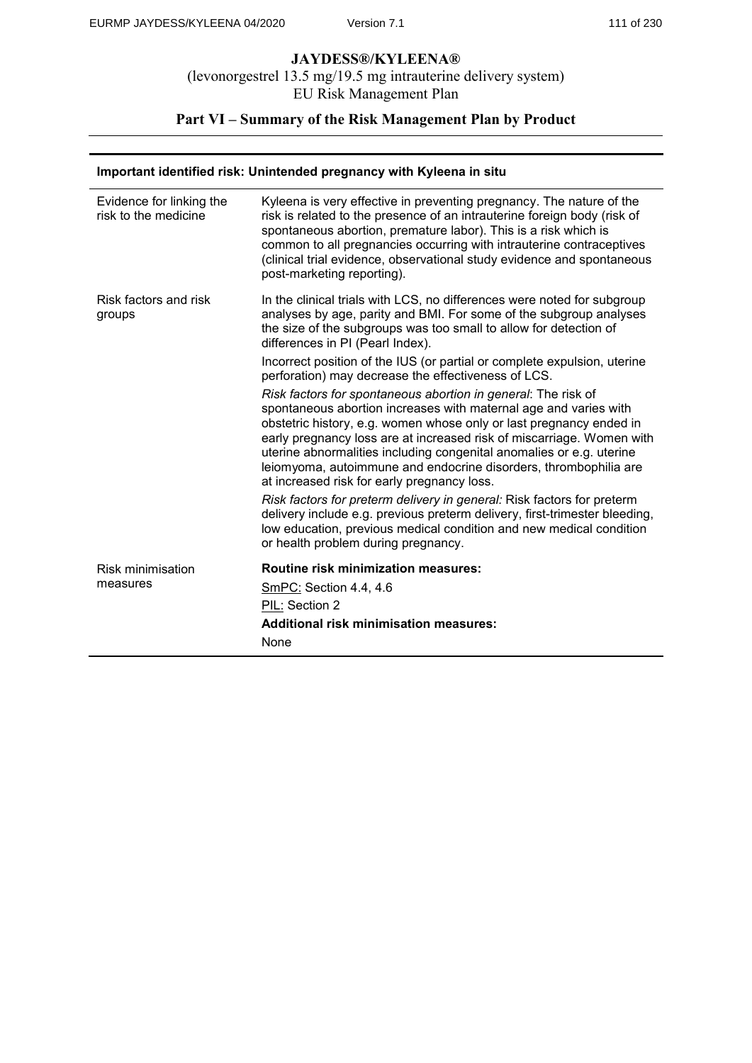**JAYDESS®/KYLEENA®**

(levonorgestrel 13.5 mg/19.5 mg intrauterine delivery system)

EU Risk Management Plan

## Part VI – Summary of the Risk Management Plan by Product

| **Important identified risk: Unintended pregnancy with Kyleena in situ** | |
|---|---|
| Evidence for linking the risk to the medicine | Kyleena is very effective in preventing pregnancy. The nature of the risk is related to the presence of an intrauterine foreign body (risk of spontaneous abortion, premature labor). This is a risk which is common to all pregnancies occurring with intrauterine contraceptives (clinical trial evidence, observational study evidence and spontaneous post-marketing reporting). |
| Risk factors and risk groups | In the clinical trials with LCS, no differences were noted for subgroup analyses by age, parity and BMI. For some of the subgroup analyses the size of the subgroups was too small to allow for detection of differences in PI (Pearl Index).<br><br>Incorrect position of the IUS (or partial or complete expulsion, uterine perforation) may decrease the effectiveness of LCS.<br><br>*Risk factors for spontaneous abortion in general*: The risk of spontaneous abortion increases with maternal age and varies with obstetric history, e.g. women whose only or last pregnancy ended in early pregnancy loss are at increased risk of miscarriage. Women with uterine abnormalities including congenital anomalies or e.g. uterine leiomyoma, autoimmune and endocrine disorders, thrombophilia are at increased risk for early pregnancy loss.<br><br>*Risk factors for preterm delivery in general:* Risk factors for preterm delivery include e.g. previous preterm delivery, first-trimester bleeding, low education, previous medical condition and new medical condition or health problem during pregnancy. |
| Risk minimisation measures | **Routine risk minimization measures:**<br>SmPC: Section 4.4, 4.6<br>PIL: Section 2<br>**Additional risk minimisation measures:**<br>None |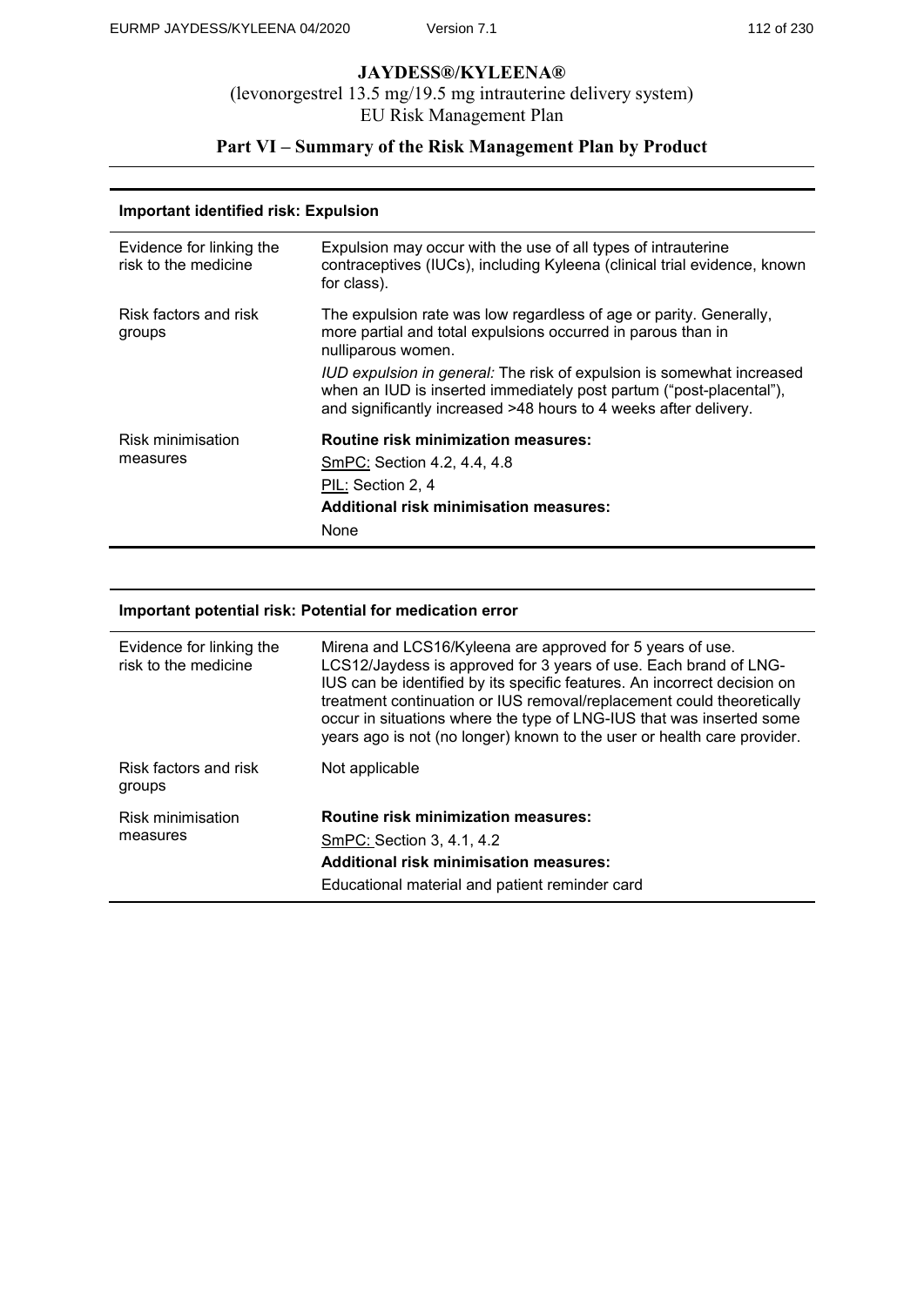# JAYDESS®/KYLEENA®

(levonorgestrel 13.5 mg/19.5 mg intrauterine delivery system)
EU Risk Management Plan

## Part VI – Summary of the Risk Management Plan by Product

| **Important identified risk: Expulsion** | |
|---|---|
| Evidence for linking the risk to the medicine | Expulsion may occur with the use of all types of intrauterine contraceptives (IUCs), including Kyleena (clinical trial evidence, known for class). |
| Risk factors and risk groups | The expulsion rate was low regardless of age or parity. Generally, more partial and total expulsions occurred in parous than in nulliparous women.<br>*IUD expulsion in general:* The risk of expulsion is somewhat increased when an IUD is inserted immediately post partum ("post-placental"), and significantly increased >48 hours to 4 weeks after delivery. |
| Risk minimisation measures | **Routine risk minimization measures:**<br>SmPC: Section 4.2, 4.4, 4.8<br>PIL: Section 2, 4<br>**Additional risk minimisation measures:**<br>None |

| **Important potential risk: Potential for medication error** | |
|---|---|
| Evidence for linking the risk to the medicine | Mirena and LCS16/Kyleena are approved for 5 years of use. LCS12/Jaydess is approved for 3 years of use. Each brand of LNG-IUS can be identified by its specific features. An incorrect decision on treatment continuation or IUS removal/replacement could theoretically occur in situations where the type of LNG-IUS that was inserted some years ago is not (no longer) known to the user or health care provider. |
| Risk factors and risk groups | Not applicable |
| Risk minimisation measures | **Routine risk minimization measures:**<br>SmPC: Section 3, 4.1, 4.2<br>**Additional risk minimisation measures:**<br>Educational material and patient reminder card |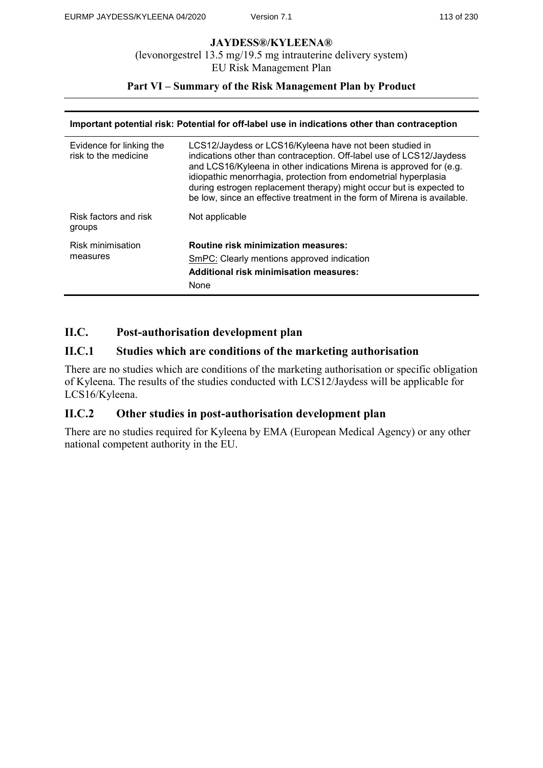**JAYDESS®/KYLEENA®**
(levonorgestrel 13.5 mg/19.5 mg intrauterine delivery system)
EU Risk Management Plan

**Part VI – Summary of the Risk Management Plan by Product**

| **Important potential risk: Potential for off-label use in indications other than contraception** | |
|---|---|
| Evidence for linking the risk to the medicine | LCS12/Jaydess or LCS16/Kyleena have not been studied in indications other than contraception. Off-label use of LCS12/Jaydess and LCS16/Kyleena in other indications Mirena is approved for (e.g. idiopathic menorrhagia, protection from endometrial hyperplasia during estrogen replacement therapy) might occur but is expected to be low, since an effective treatment in the form of Mirena is available. |
| Risk factors and risk groups | Not applicable |
| Risk minimisation measures | **Routine risk minimization measures:**<br>SmPC: Clearly mentions approved indication<br>**Additional risk minimisation measures:**<br>None |

## II.C. Post-authorisation development plan

### II.C.1 Studies which are conditions of the marketing authorisation

There are no studies which are conditions of the marketing authorisation or specific obligation of Kyleena. The results of the studies conducted with LCS12/Jaydess will be applicable for LCS16/Kyleena.

### II.C.2 Other studies in post-authorisation development plan

There are no studies required for Kyleena by EMA (European Medical Agency) or any other national competent authority in the EU.